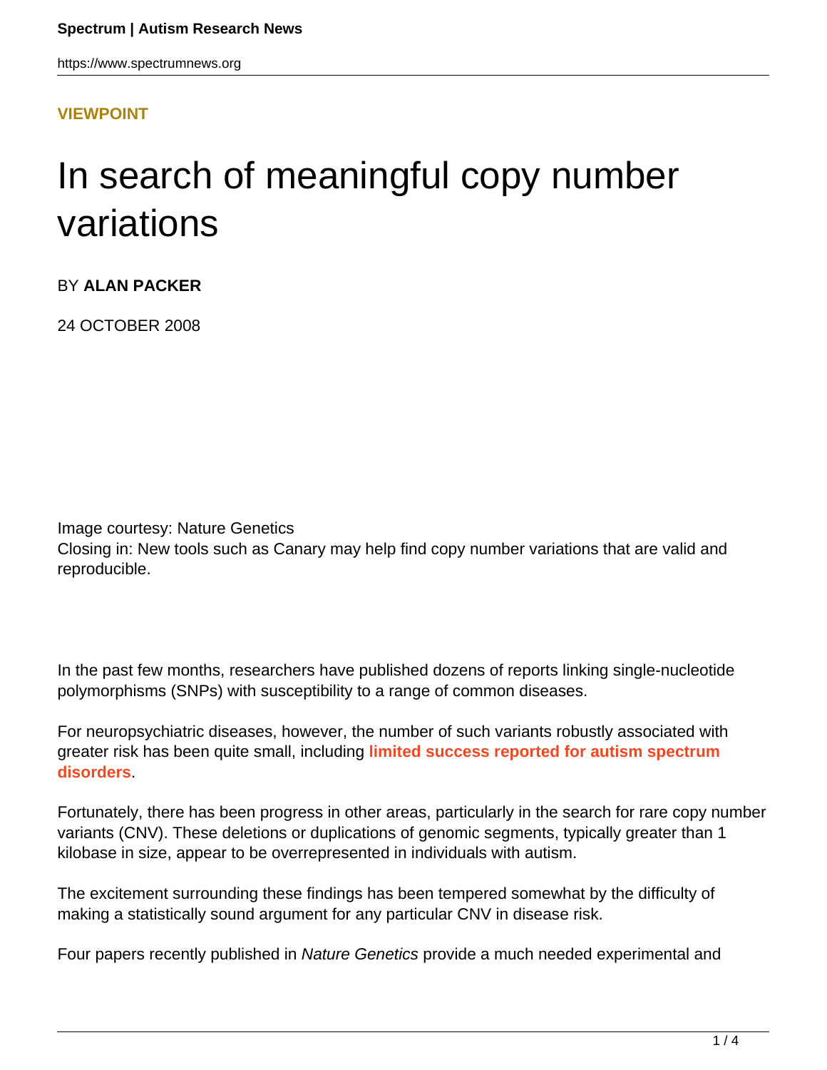**VIEWPOINT**

# In search of meaningful copy number variations

BY **ALAN PACKER**

24 OCTOBER 2008

Image courtesy: Nature Genetics
Closing in: New tools such as Canary may help find copy number variations that are valid and reproducible.

In the past few months, researchers have published dozens of reports linking single-nucleotide polymorphisms (SNPs) with susceptibility to a range of common diseases.

For neuropsychiatric diseases, however, the number of such variants robustly associated with greater risk has been quite small, including **limited success reported for autism spectrum disorders**.

Fortunately, there has been progress in other areas, particularly in the search for rare copy number variants (CNV). These deletions or duplications of genomic segments, typically greater than 1 kilobase in size, appear to be overrepresented in individuals with autism.

The excitement surrounding these findings has been tempered somewhat by the difficulty of making a statistically sound argument for any particular CNV in disease risk.

Four papers recently published in *Nature Genetics* provide a much needed experimental and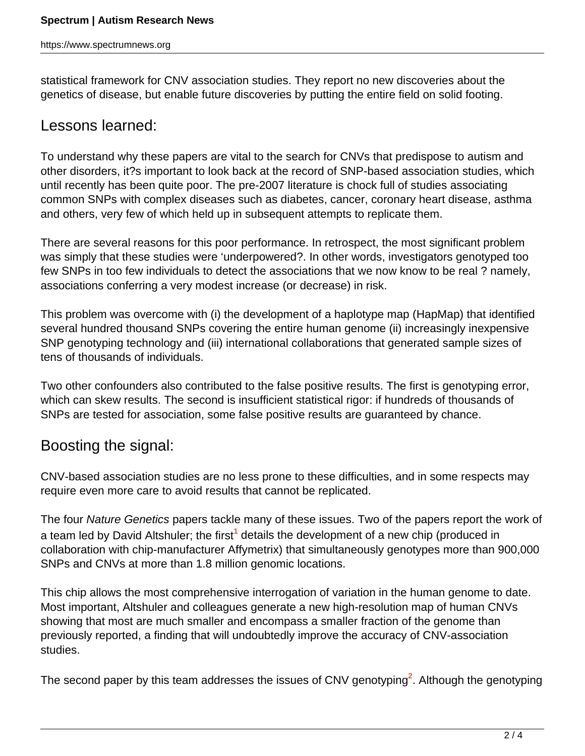statistical framework for CNV association studies. They report no new discoveries about the genetics of disease, but enable future discoveries by putting the entire field on solid footing.

## Lessons learned:

To understand why these papers are vital to the search for CNVs that predispose to autism and other disorders, it?s important to look back at the record of SNP-based association studies, which until recently has been quite poor. The pre-2007 literature is chock full of studies associating common SNPs with complex diseases such as diabetes, cancer, coronary heart disease, asthma and others, very few of which held up in subsequent attempts to replicate them.

There are several reasons for this poor performance. In retrospect, the most significant problem was simply that these studies were 'underpowered?. In other words, investigators genotyped too few SNPs in too few individuals to detect the associations that we now know to be real ? namely, associations conferring a very modest increase (or decrease) in risk.

This problem was overcome with (i) the development of a haplotype map (HapMap) that identified several hundred thousand SNPs covering the entire human genome (ii) increasingly inexpensive SNP genotyping technology and (iii) international collaborations that generated sample sizes of tens of thousands of individuals.

Two other confounders also contributed to the false positive results. The first is genotyping error, which can skew results. The second is insufficient statistical rigor: if hundreds of thousands of SNPs are tested for association, some false positive results are guaranteed by chance.

## Boosting the signal:

CNV-based association studies are no less prone to these difficulties, and in some respects may require even more care to avoid results that cannot be replicated.

The four *Nature Genetics* papers tackle many of these issues. Two of the papers report the work of a team led by David Altshuler; the first[1] details the development of a new chip (produced in collaboration with chip-manufacturer Affymetrix) that simultaneously genotypes more than 900,000 SNPs and CNVs at more than 1.8 million genomic locations.

This chip allows the most comprehensive interrogation of variation in the human genome to date. Most important, Altshuler and colleagues generate a new high-resolution map of human CNVs showing that most are much smaller and encompass a smaller fraction of the genome than previously reported, a finding that will undoubtedly improve the accuracy of CNV-association studies.

The second paper by this team addresses the issues of CNV genotyping[2]. Although the genotyping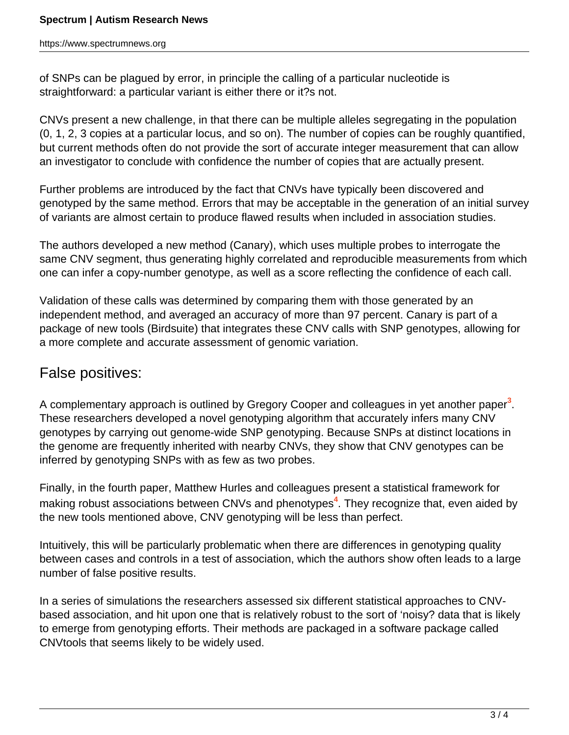of SNPs can be plagued by error, in principle the calling of a particular nucleotide is straightforward: a particular variant is either there or it?s not.

CNVs present a new challenge, in that there can be multiple alleles segregating in the population (0, 1, 2, 3 copies at a particular locus, and so on). The number of copies can be roughly quantified, but current methods often do not provide the sort of accurate integer measurement that can allow an investigator to conclude with confidence the number of copies that are actually present.

Further problems are introduced by the fact that CNVs have typically been discovered and genotyped by the same method. Errors that may be acceptable in the generation of an initial survey of variants are almost certain to produce flawed results when included in association studies.

The authors developed a new method (Canary), which uses multiple probes to interrogate the same CNV segment, thus generating highly correlated and reproducible measurements from which one can infer a copy-number genotype, as well as a score reflecting the confidence of each call.

Validation of these calls was determined by comparing them with those generated by an independent method, and averaged an accuracy of more than 97 percent. Canary is part of a package of new tools (Birdsuite) that integrates these CNV calls with SNP genotypes, allowing for a more complete and accurate assessment of genomic variation.

## False positives:

A complementary approach is outlined by Gregory Cooper and colleagues in yet another paper[3]. These researchers developed a novel genotyping algorithm that accurately infers many CNV genotypes by carrying out genome-wide SNP genotyping. Because SNPs at distinct locations in the genome are frequently inherited with nearby CNVs, they show that CNV genotypes can be inferred by genotyping SNPs with as few as two probes.

Finally, in the fourth paper, Matthew Hurles and colleagues present a statistical framework for making robust associations between CNVs and phenotypes[4]. They recognize that, even aided by the new tools mentioned above, CNV genotyping will be less than perfect.

Intuitively, this will be particularly problematic when there are differences in genotyping quality between cases and controls in a test of association, which the authors show often leads to a large number of false positive results.

In a series of simulations the researchers assessed six different statistical approaches to CNV-based association, and hit upon one that is relatively robust to the sort of 'noisy? data that is likely to emerge from genotyping efforts. Their methods are packaged in a software package called CNVtools that seems likely to be widely used.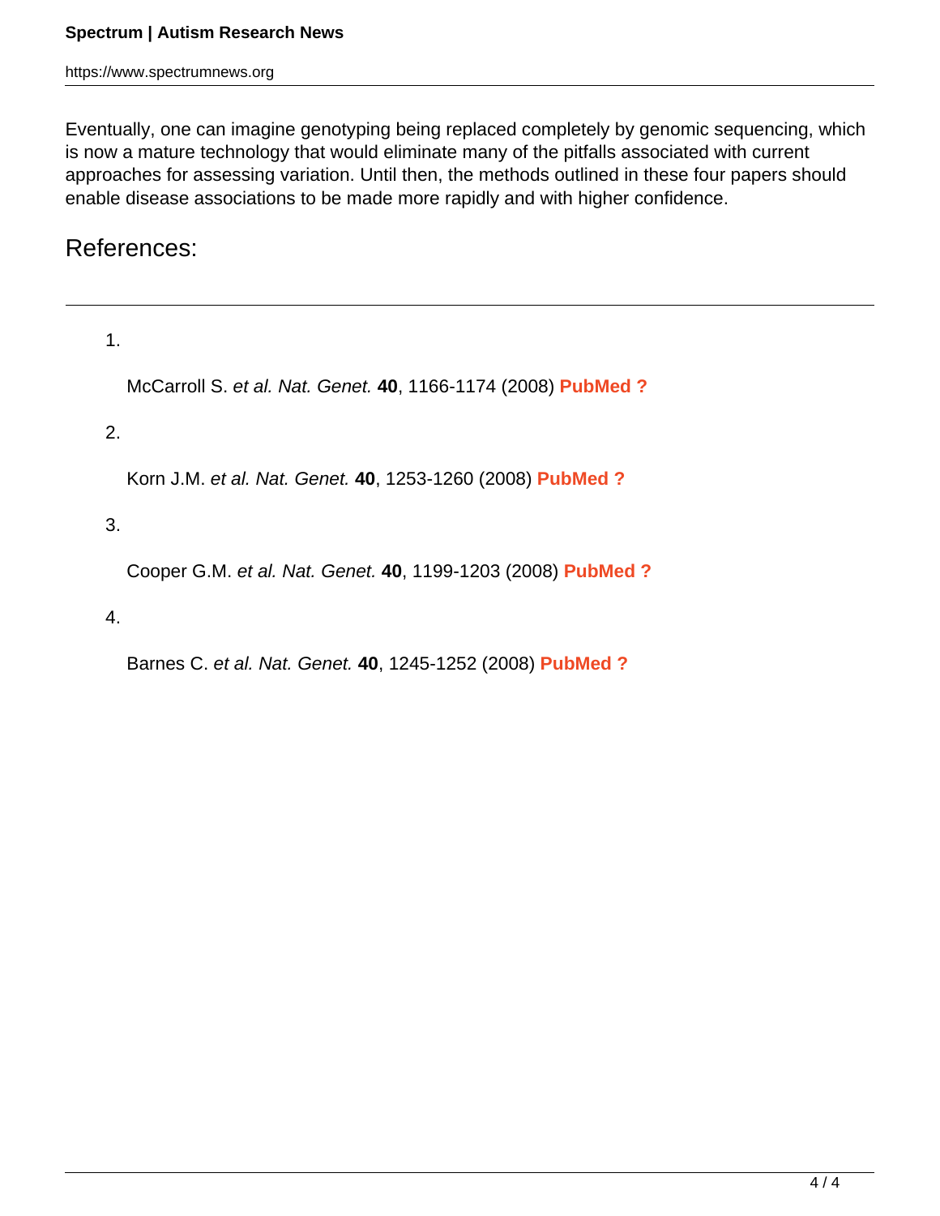Eventually, one can imagine genotyping being replaced completely by genomic sequencing, which is now a mature technology that would eliminate many of the pitfalls associated with current approaches for assessing variation. Until then, the methods outlined in these four papers should enable disease associations to be made more rapidly and with higher confidence.

## References:

1. McCarroll S. *et al. Nat. Genet.* **40**, 1166-1174 (2008) **PubMed ?**

2. Korn J.M. *et al. Nat. Genet.* **40**, 1253-1260 (2008) **PubMed ?**

3. Cooper G.M. *et al. Nat. Genet.* **40**, 1199-1203 (2008) **PubMed ?**

4. Barnes C. *et al. Nat. Genet.* **40**, 1245-1252 (2008) **PubMed ?**